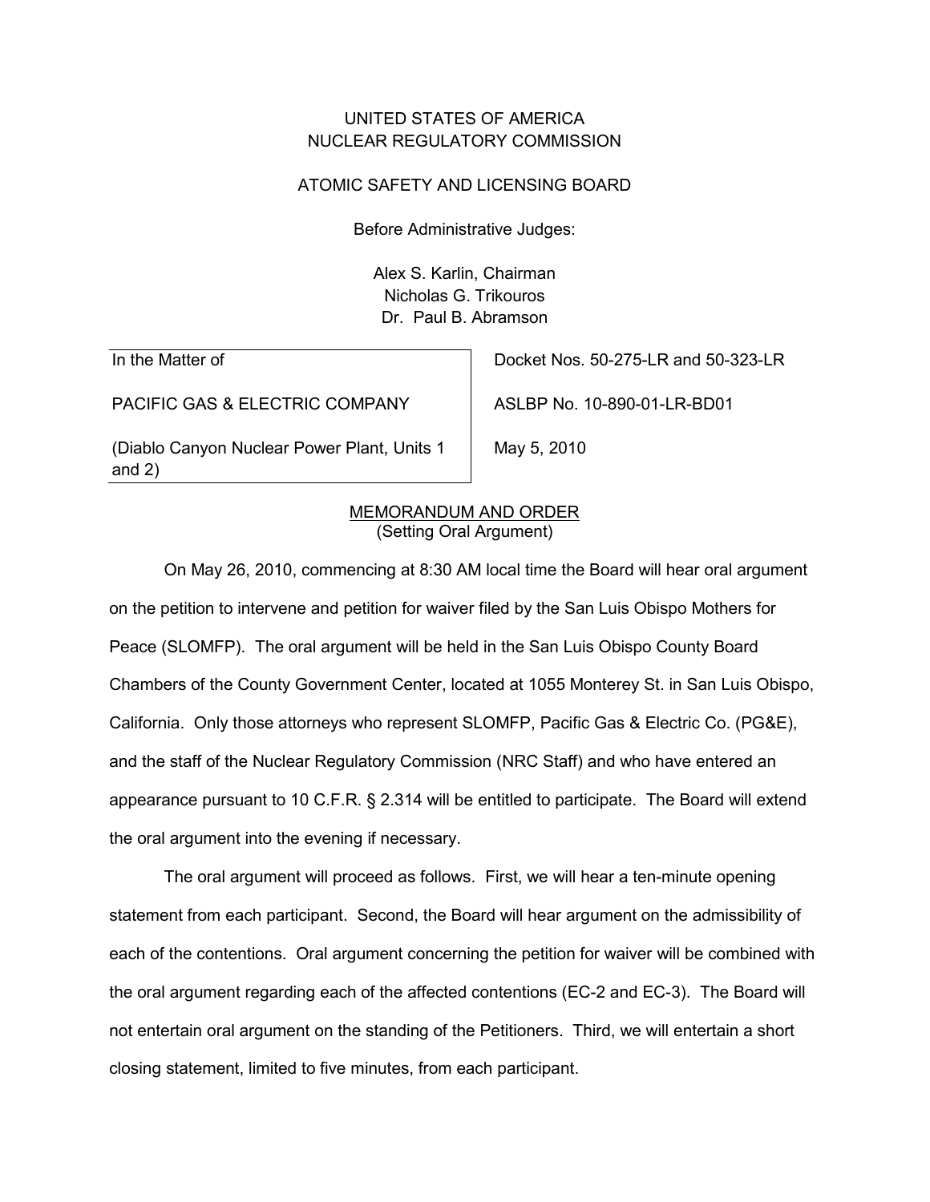UNITED STATES OF AMERICA
NUCLEAR REGULATORY COMMISSION

ATOMIC SAFETY AND LICENSING BOARD

Before Administrative Judges:

Alex S. Karlin, Chairman
Nicholas G. Trikouros
Dr. Paul B. Abramson

| In the Matter of | Docket Nos. 50-275-LR and 50-323-LR |
|---|---|
| PACIFIC GAS & ELECTRIC COMPANY | ASLBP No. 10-890-01-LR-BD01 |
| (Diablo Canyon Nuclear Power Plant, Units 1 and 2) | May 5, 2010 |

MEMORANDUM AND ORDER
(Setting Oral Argument)

On May 26, 2010, commencing at 8:30 AM local time the Board will hear oral argument on the petition to intervene and petition for waiver filed by the San Luis Obispo Mothers for Peace (SLOMFP). The oral argument will be held in the San Luis Obispo County Board Chambers of the County Government Center, located at 1055 Monterey St. in San Luis Obispo, California. Only those attorneys who represent SLOMFP, Pacific Gas & Electric Co. (PG&E), and the staff of the Nuclear Regulatory Commission (NRC Staff) and who have entered an appearance pursuant to 10 C.F.R. § 2.314 will be entitled to participate. The Board will extend the oral argument into the evening if necessary.

The oral argument will proceed as follows. First, we will hear a ten-minute opening statement from each participant. Second, the Board will hear argument on the admissibility of each of the contentions. Oral argument concerning the petition for waiver will be combined with the oral argument regarding each of the affected contentions (EC-2 and EC-3). The Board will not entertain oral argument on the standing of the Petitioners. Third, we will entertain a short closing statement, limited to five minutes, from each participant.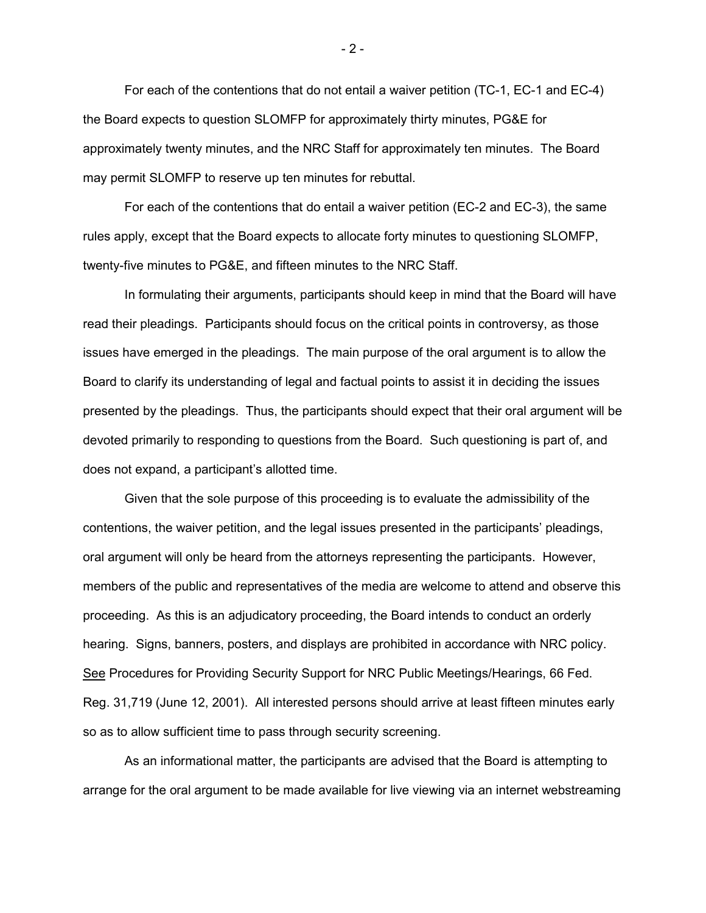For each of the contentions that do not entail a waiver petition (TC-1, EC-1 and EC-4) the Board expects to question SLOMFP for approximately thirty minutes, PG&E for approximately twenty minutes, and the NRC Staff for approximately ten minutes. The Board may permit SLOMFP to reserve up ten minutes for rebuttal.

For each of the contentions that do entail a waiver petition (EC-2 and EC-3), the same rules apply, except that the Board expects to allocate forty minutes to questioning SLOMFP, twenty-five minutes to PG&E, and fifteen minutes to the NRC Staff.

In formulating their arguments, participants should keep in mind that the Board will have read their pleadings. Participants should focus on the critical points in controversy, as those issues have emerged in the pleadings. The main purpose of the oral argument is to allow the Board to clarify its understanding of legal and factual points to assist it in deciding the issues presented by the pleadings. Thus, the participants should expect that their oral argument will be devoted primarily to responding to questions from the Board. Such questioning is part of, and does not expand, a participant's allotted time.

Given that the sole purpose of this proceeding is to evaluate the admissibility of the contentions, the waiver petition, and the legal issues presented in the participants' pleadings, oral argument will only be heard from the attorneys representing the participants. However, members of the public and representatives of the media are welcome to attend and observe this proceeding. As this is an adjudicatory proceeding, the Board intends to conduct an orderly hearing. Signs, banners, posters, and displays are prohibited in accordance with NRC policy. See Procedures for Providing Security Support for NRC Public Meetings/Hearings, 66 Fed. Reg. 31,719 (June 12, 2001). All interested persons should arrive at least fifteen minutes early so as to allow sufficient time to pass through security screening.

As an informational matter, the participants are advised that the Board is attempting to arrange for the oral argument to be made available for live viewing via an internet webstreaming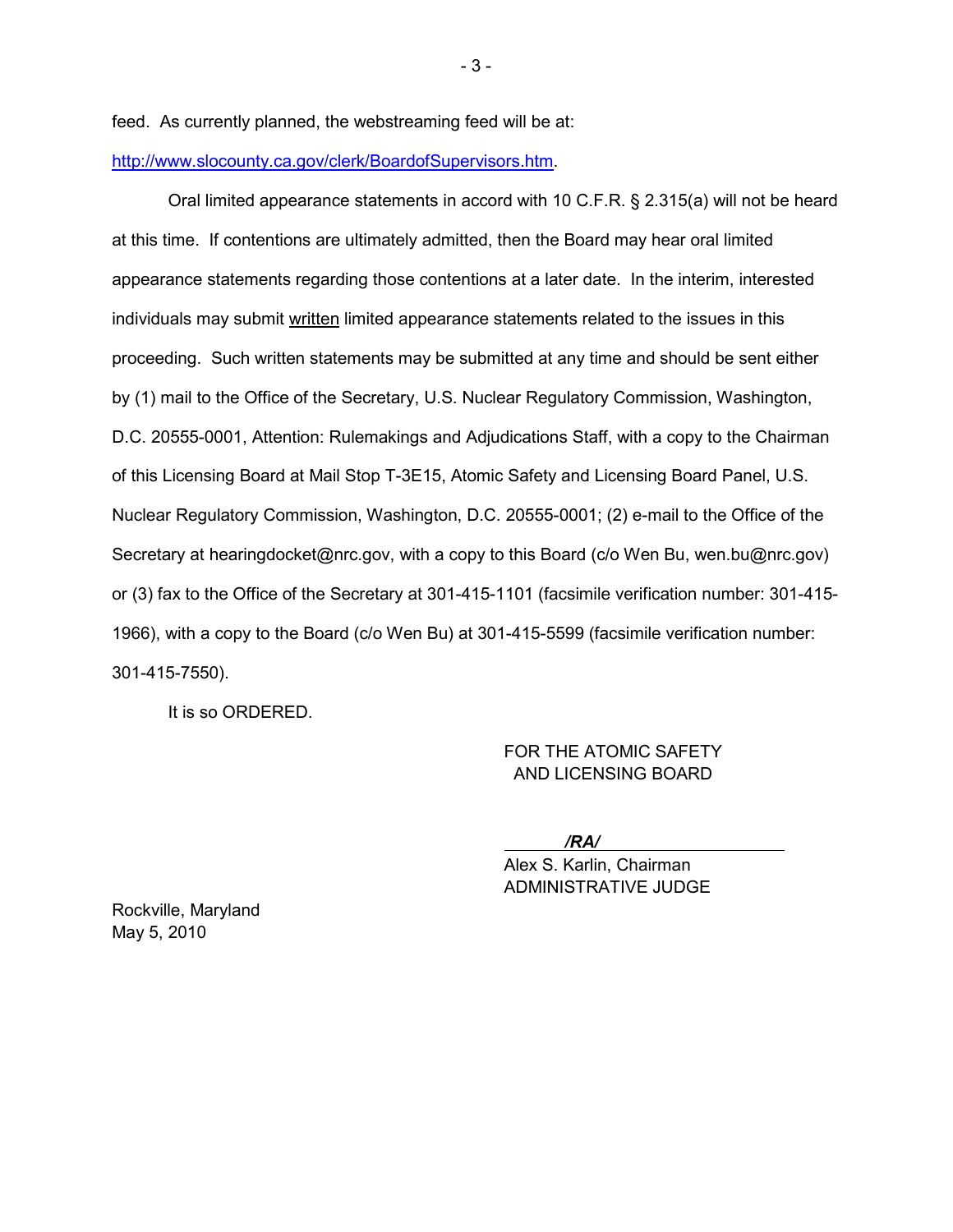feed. As currently planned, the webstreaming feed will be at: [http://www.slocounty.ca.gov/clerk/BoardofSupervisors.htm](http://www.slocounty.ca.gov/clerk/BoardofSupervisors.htm).

Oral limited appearance statements in accord with 10 C.F.R. § 2.315(a) will not be heard at this time. If contentions are ultimately admitted, then the Board may hear oral limited appearance statements regarding those contentions at a later date. In the interim, interested individuals may submit <u>written</u> limited appearance statements related to the issues in this proceeding. Such written statements may be submitted at any time and should be sent either by (1) mail to the Office of the Secretary, U.S. Nuclear Regulatory Commission, Washington, D.C. 20555-0001, Attention: Rulemakings and Adjudications Staff, with a copy to the Chairman of this Licensing Board at Mail Stop T-3E15, Atomic Safety and Licensing Board Panel, U.S. Nuclear Regulatory Commission, Washington, D.C. 20555-0001; (2) e-mail to the Office of the Secretary at hearingdocket@nrc.gov, with a copy to this Board (c/o Wen Bu, wen.bu@nrc.gov) or (3) fax to the Office of the Secretary at 301-415-1101 (facsimile verification number: 301-415-1966), with a copy to the Board (c/o Wen Bu) at 301-415-5599 (facsimile verification number: 301-415-7550).

It is so ORDERED.

FOR THE ATOMIC SAFETY
AND LICENSING BOARD

***/RA/***

Alex S. Karlin, Chairman
ADMINISTRATIVE JUDGE

Rockville, Maryland
May 5, 2010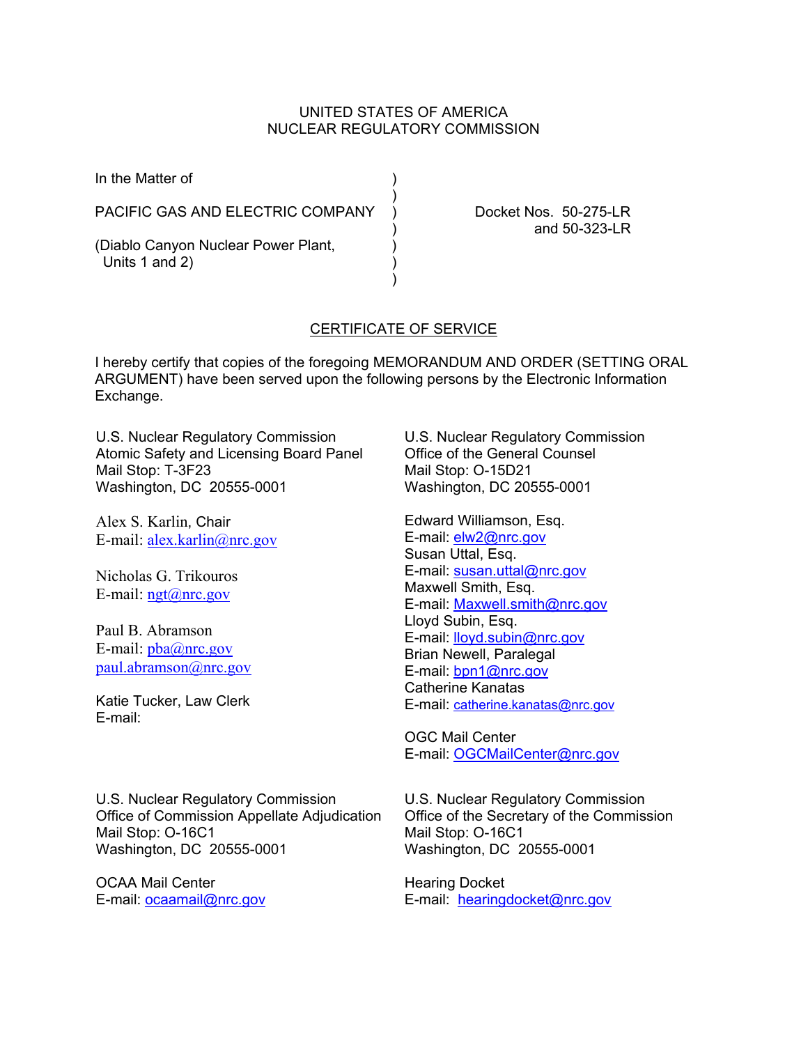UNITED STATES OF AMERICA
NUCLEAR REGULATORY COMMISSION

In the Matter of )
)
PACIFIC GAS AND ELECTRIC COMPANY ) Docket Nos. 50-275-LR and 50-323-LR
)
(Diablo Canyon Nuclear Power Plant, Units 1 and 2) )
)

## CERTIFICATE OF SERVICE

I hereby certify that copies of the foregoing MEMORANDUM AND ORDER (SETTING ORAL ARGUMENT) have been served upon the following persons by the Electronic Information Exchange.

U.S. Nuclear Regulatory Commission
Atomic Safety and Licensing Board Panel
Mail Stop: T-3F23
Washington, DC 20555-0001

Alex S. Karlin, Chair
E-mail: alex.karlin@nrc.gov

Nicholas G. Trikouros
E-mail: ngt@nrc.gov

Paul B. Abramson
E-mail: pba@nrc.gov
paul.abramson@nrc.gov

Katie Tucker, Law Clerk
E-mail:

U.S. Nuclear Regulatory Commission
Office of the General Counsel
Mail Stop: O-15D21
Washington, DC 20555-0001

Edward Williamson, Esq.
E-mail: elw2@nrc.gov
Susan Uttal, Esq.
E-mail: susan.uttal@nrc.gov
Maxwell Smith, Esq.
E-mail: Maxwell.smith@nrc.gov
Lloyd Subin, Esq.
E-mail: lloyd.subin@nrc.gov
Brian Newell, Paralegal
E-mail: bpn1@nrc.gov
Catherine Kanatas
E-mail: catherine.kanatas@nrc.gov

OGC Mail Center
E-mail: OGCMailCenter@nrc.gov

U.S. Nuclear Regulatory Commission
Office of Commission Appellate Adjudication
Mail Stop: O-16C1
Washington, DC 20555-0001

OCAA Mail Center
E-mail: ocaamail@nrc.gov

U.S. Nuclear Regulatory Commission
Office of the Secretary of the Commission
Mail Stop: O-16C1
Washington, DC 20555-0001

Hearing Docket
E-mail: hearingdocket@nrc.gov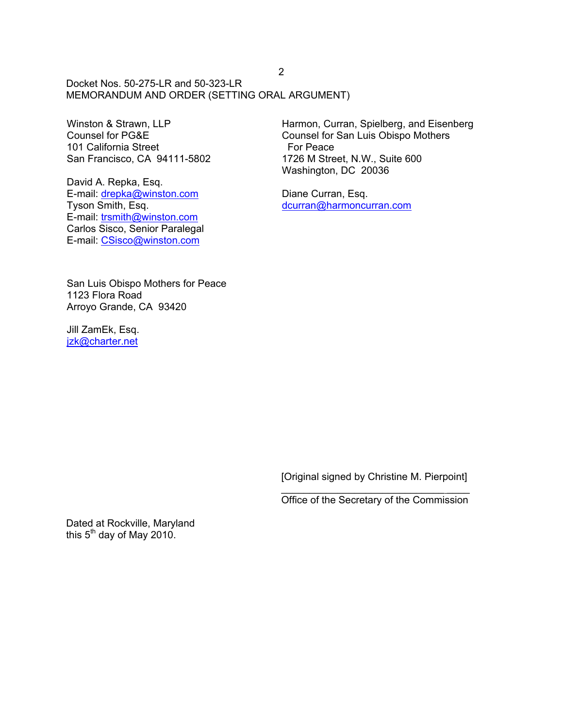Docket Nos. 50-275-LR and 50-323-LR
MEMORANDUM AND ORDER (SETTING ORAL ARGUMENT)

Winston & Strawn, LLP
Counsel for PG&E
101 California Street
San Francisco, CA 94111-5802

David A. Repka, Esq.
E-mail: drepka@winston.com
Tyson Smith, Esq.
E-mail: trsmith@winston.com
Carlos Sisco, Senior Paralegal
E-mail: CSisco@winston.com

Harmon, Curran, Spielberg, and Eisenberg
Counsel for San Luis Obispo Mothers For Peace
1726 M Street, N.W., Suite 600
Washington, DC 20036

Diane Curran, Esq.
dcurran@harmoncurran.com

San Luis Obispo Mothers for Peace
1123 Flora Road
Arroyo Grande, CA 93420

Jill ZamEk, Esq.
jzk@charter.net

[Original signed by Christine M. Pierpoint]
________________________________
Office of the Secretary of the Commission

Dated at Rockville, Maryland
this 5th day of May 2010.